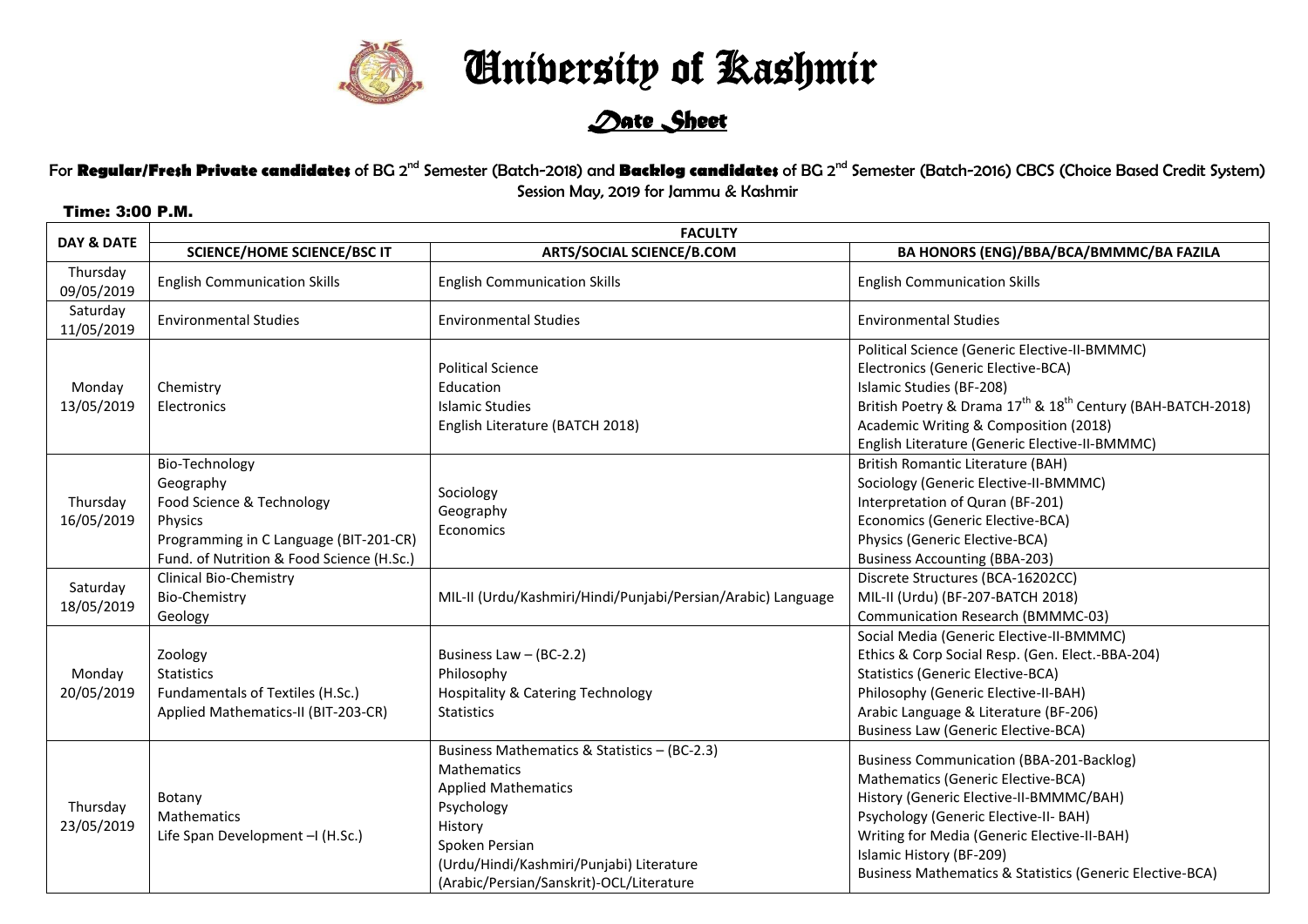# University of Kashmir

## Date Sheet

For **Regular/Fresh Private candidates** of BG 2nd Semester (Batch-2018) and **Backlog candidates** of BG 2nd Semester (Batch-2016) CBCS (Choice Based Credit System) Session May, 2019 for Jammu & Kashmir

**Time: 3:00 P.M.**

| DAY & DATE | FACULTY | | |
|---|---|---|---|
| | **SCIENCE/HOME SCIENCE/BSC IT** | **ARTS/SOCIAL SCIENCE/B.COM** | **BA HONORS (ENG)/BBA/BCA/BMMMC/BA FAZILA** |
| Thursday 09/05/2019 | English Communication Skills | English Communication Skills | English Communication Skills |
| Saturday 11/05/2019 | Environmental Studies | Environmental Studies | Environmental Studies |
| Monday 13/05/2019 | Chemistry<br>Electronics | Political Science<br>Education<br>Islamic Studies<br>English Literature (BATCH 2018) | Political Science (Generic Elective-II-BMMMC)<br>Electronics (Generic Elective-BCA)<br>Islamic Studies (BF-208)<br>British Poetry & Drama 17th & 18th Century (BAH-BATCH-2018)<br>Academic Writing & Composition (2018)<br>English Literature (Generic Elective-II-BMMMC) |
| Thursday 16/05/2019 | Bio-Technology<br>Geography<br>Food Science & Technology<br>Physics<br>Programming in C Language (BIT-201-CR)<br>Fund. of Nutrition & Food Science (H.Sc.) | Sociology<br>Geography<br>Economics | British Romantic Literature (BAH)<br>Sociology (Generic Elective-II-BMMMC)<br>Interpretation of Quran (BF-201)<br>Economics (Generic Elective-BCA)<br>Physics (Generic Elective-BCA)<br>Business Accounting (BBA-203) |
| Saturday 18/05/2019 | Clinical Bio-Chemistry<br>Bio-Chemistry<br>Geology | MIL-II (Urdu/Kashmiri/Hindi/Punjabi/Persian/Arabic) Language | Discrete Structures (BCA-16202CC)<br>MIL-II (Urdu) (BF-207-BATCH 2018)<br>Communication Research (BMMMC-03) |
| Monday 20/05/2019 | Zoology<br>Statistics<br>Fundamentals of Textiles (H.Sc.)<br>Applied Mathematics-II (BIT-203-CR) | Business Law – (BC-2.2)<br>Philosophy<br>Hospitality & Catering Technology<br>Statistics | Social Media (Generic Elective-II-BMMMC)<br>Ethics & Corp Social Resp. (Gen. Elect.-BBA-204)<br>Statistics (Generic Elective-BCA)<br>Philosophy (Generic Elective-II-BAH)<br>Arabic Language & Literature (BF-206)<br>Business Law (Generic Elective-BCA) |
| Thursday 23/05/2019 | Botany<br>Mathematics<br>Life Span Development –I (H.Sc.) | Business Mathematics & Statistics – (BC-2.3)<br>Mathematics<br>Applied Mathematics<br>Psychology<br>History<br>Spoken Persian<br>(Urdu/Hindi/Kashmiri/Punjabi) Literature<br>(Arabic/Persian/Sanskrit)-OCL/Literature | Business Communication (BBA-201-Backlog)<br>Mathematics (Generic Elective-BCA)<br>History (Generic Elective-II-BMMMC/BAH)<br>Psychology (Generic Elective-II- BAH)<br>Writing for Media (Generic Elective-II-BAH)<br>Islamic History (BF-209)<br>Business Mathematics & Statistics (Generic Elective-BCA) |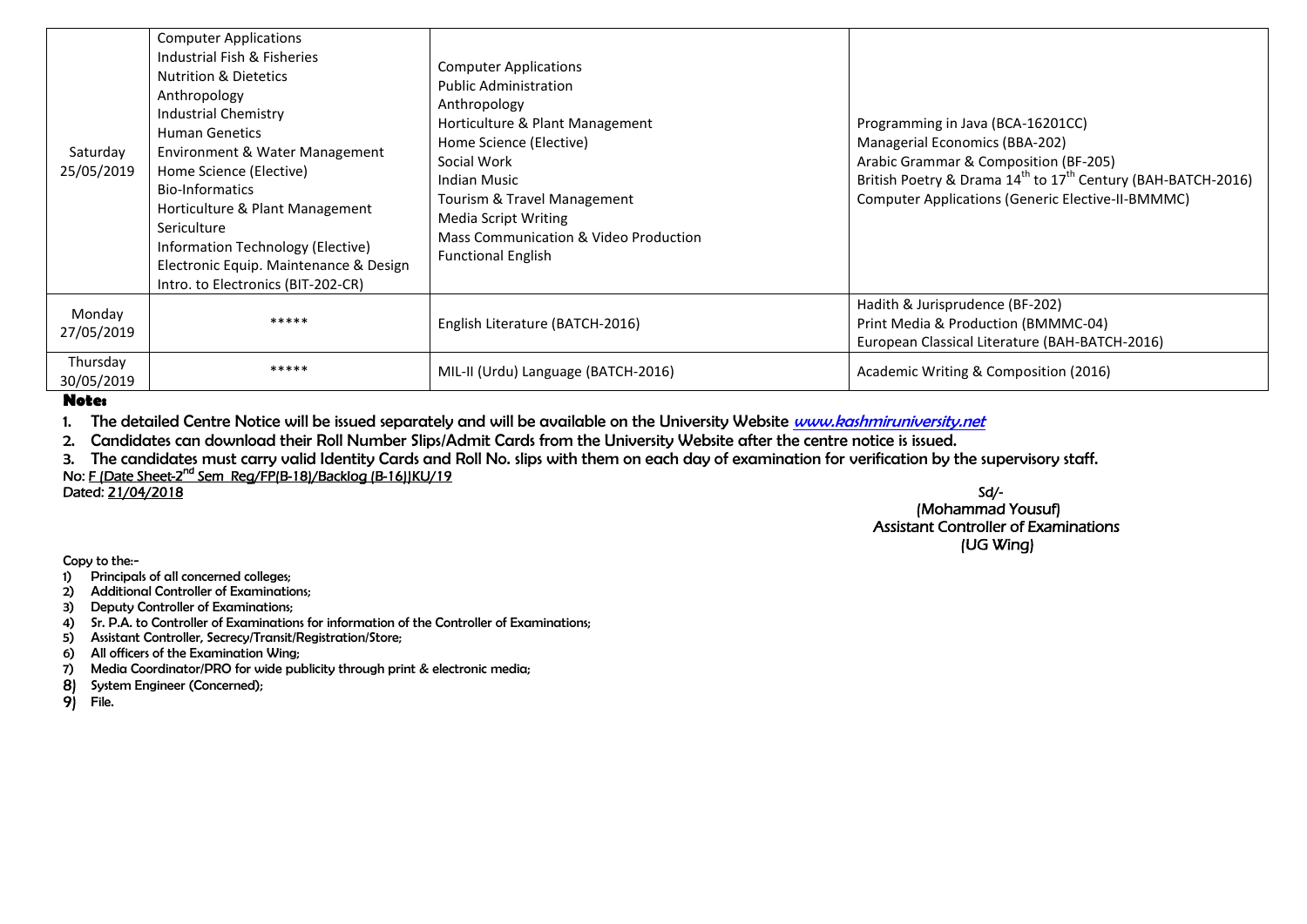| | | | |
|---|---|---|---|
| Saturday 25/05/2019 | Computer Applications<br>Industrial Fish & Fisheries<br>Nutrition & Dietetics<br>Anthropology<br>Industrial Chemistry<br>Human Genetics<br>Environment & Water Management<br>Home Science (Elective)<br>Bio-Informatics<br>Horticulture & Plant Management<br>Sericulture<br>Information Technology (Elective)<br>Electronic Equip. Maintenance & Design<br>Intro. to Electronics (BIT-202-CR) | Computer Applications<br>Public Administration<br>Anthropology<br>Horticulture & Plant Management<br>Home Science (Elective)<br>Social Work<br>Indian Music<br>Tourism & Travel Management<br>Media Script Writing<br>Mass Communication & Video Production<br>Functional English | Programming in Java (BCA-16201CC)<br>Managerial Economics (BBA-202)<br>Arabic Grammar & Composition (BF-205)<br>British Poetry & Drama 14th to 17th Century (BAH-BATCH-2016)<br>Computer Applications (Generic Elective-II-BMMMC) |
| Monday 27/05/2019 | ***** | English Literature (BATCH-2016) | Hadith & Jurisprudence (BF-202)<br>Print Media & Production (BMMMC-04)<br>European Classical Literature (BAH-BATCH-2016) |
| Thursday 30/05/2019 | ***** | MIL-II (Urdu) Language (BATCH-2016) | Academic Writing & Composition (2016) |

**Note:**

1. The detailed Centre Notice will be issued separately and will be available on the University Website [www.kashmiruniversity.net](http://www.kashmiruniversity.net)
2. Candidates can download their Roll Number Slips/Admit Cards from the University Website after the centre notice is issued.
3. The candidates must carry valid Identity Cards and Roll No. slips with them on each day of examination for verification by the supervisory staff.

No: F (Date Sheet-2nd Sem Reg/FP(B-18)/Backlog (B-16))KU/19
Dated: 21/04/2018

Sd/-
(Mohammad Yousuf)
Assistant Controller of Examinations
(UG Wing)

Copy to the:-

1) Principals of all concerned colleges;
2) Additional Controller of Examinations;
3) Deputy Controller of Examinations;
4) Sr. P.A. to Controller of Examinations for information of the Controller of Examinations;
5) Assistant Controller, Secrecy/Transit/Registration/Store;
6) All officers of the Examination Wing;
7) Media Coordinator/PRO for wide publicity through print & electronic media;
8) System Engineer (Concerned);
9) File.